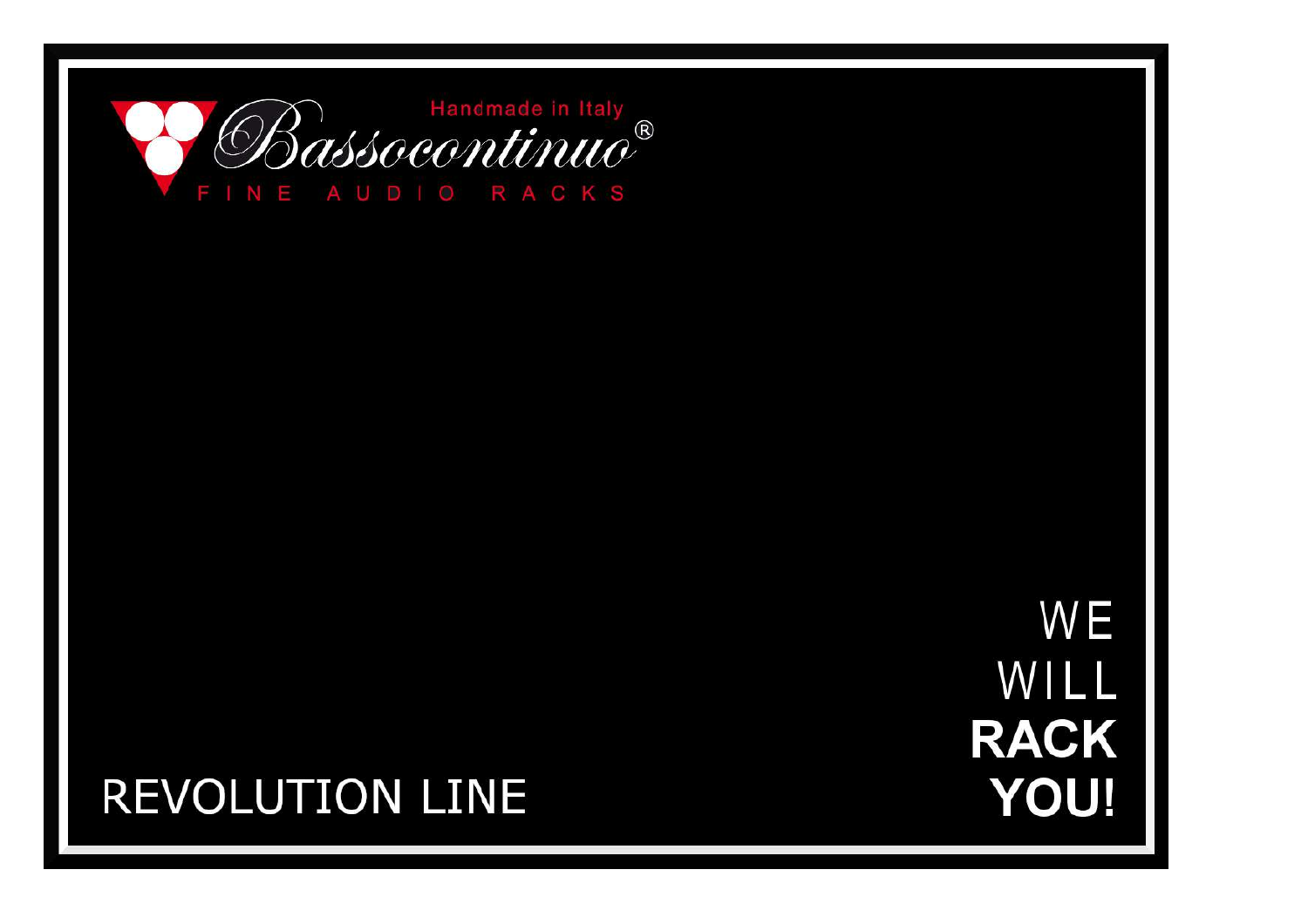Handmade in Italy

# Bassocontinuo®

FINE AUDIO RACKS

WE
WILL
**RACK**
**YOU!**

## REVOLUTION LINE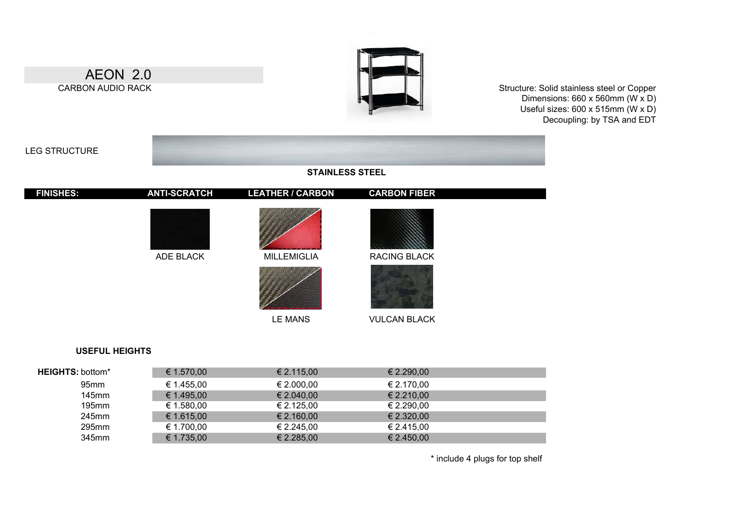# AEON 2.0

CARBON AUDIO RACK

Structure: Solid stainless steel or Copper
Dimensions: 660 x 560mm (W x D)
Useful sizes: 600 x 515mm (W x D)
Decoupling: by TSA and EDT

LEG STRUCTURE

**STAINLESS STEEL**

| **FINISHES:** | **ANTI-SCRATCH** | **LEATHER / CARBON** | **CARBON FIBER** |
|---|---|---|---|
| | ADE BLACK | MILLEMIGLIA | RACING BLACK |
| | | LE MANS | VULCAN BLACK |

**USEFUL HEIGHTS**

| **HEIGHTS:** bottom* | € 1.570,00 | € 2.115,00 | € 2.290,00 |
|---|---|---|---|
| 95mm | € 1.455,00 | € 2.000,00 | € 2.170,00 |
| 145mm | € 1.495,00 | € 2.040,00 | € 2.210,00 |
| 195mm | € 1.580,00 | € 2.125,00 | € 2.290,00 |
| 245mm | € 1.615,00 | € 2.160,00 | € 2.320,00 |
| 295mm | € 1.700,00 | € 2.245,00 | € 2.415,00 |
| 345mm | € 1.735,00 | € 2.285,00 | € 2.450,00 |

\* include 4 plugs for top shelf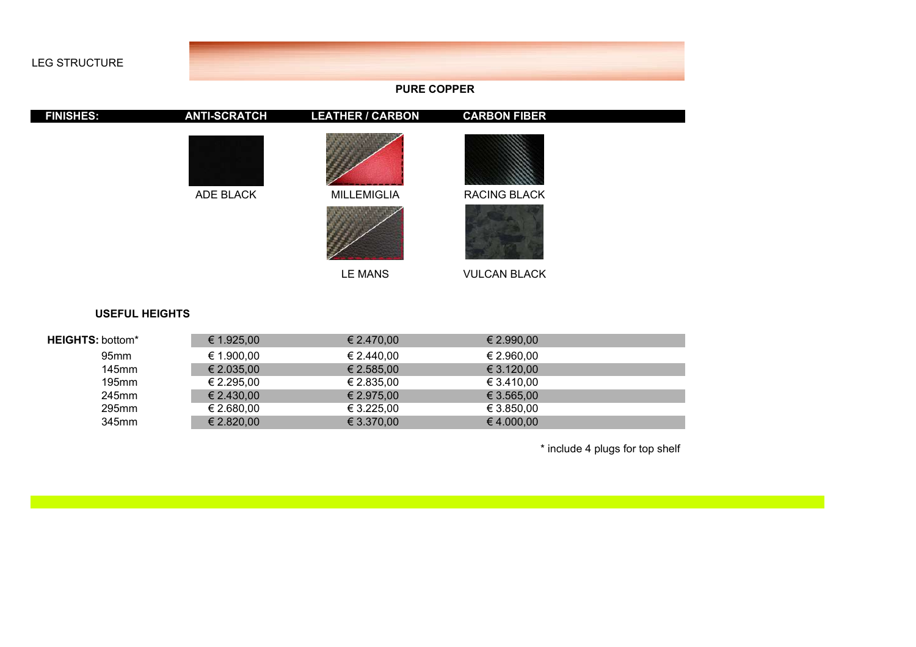LEG STRUCTURE

**PURE COPPER**

| **FINISHES:** | **ANTI-SCRATCH** | **LEATHER / CARBON** | **CARBON FIBER** |
|---|---|---|---|
| | ADE BLACK | MILLEMIGLIA | RACING BLACK |
| | | LE MANS | VULCAN BLACK |

**USEFUL HEIGHTS**

| **HEIGHTS:** | **ANTI-SCRATCH** | **LEATHER / CARBON** | **CARBON FIBER** |
|---|---|---|---|
| bottom* | € 1.925,00 | € 2.470,00 | € 2.990,00 |
| 95mm | € 1.900,00 | € 2.440,00 | € 2.960,00 |
| 145mm | € 2.035,00 | € 2.585,00 | € 3.120,00 |
| 195mm | € 2.295,00 | € 2.835,00 | € 3.410,00 |
| 245mm | € 2.430,00 | € 2.975,00 | € 3.565,00 |
| 295mm | € 2.680,00 | € 3.225,00 | € 3.850,00 |
| 345mm | € 2.820,00 | € 3.370,00 | € 4.000,00 |

* include 4 plugs for top shelf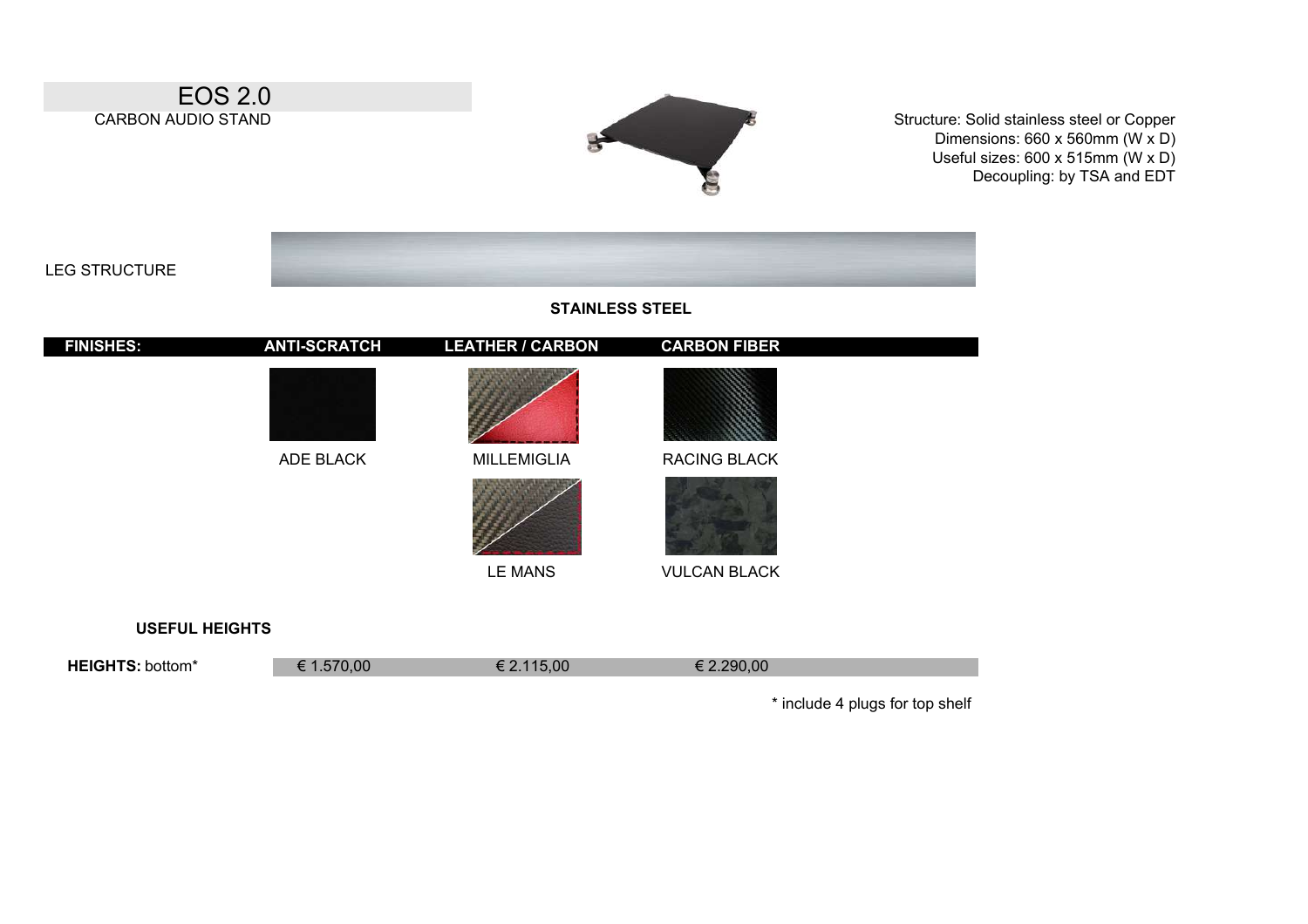# EOS 2.0

CARBON AUDIO STAND

Structure: Solid stainless steel or Copper
Dimensions: 660 x 560mm (W x D)
Useful sizes: 600 x 515mm (W x D)
Decoupling: by TSA and EDT

LEG STRUCTURE

**STAINLESS STEEL**

| **FINISHES:** | **ANTI-SCRATCH** | **LEATHER / CARBON** | **CARBON FIBER** |
|---|---|---|---|
| | ADE BLACK | MILLEMIGLIA | RACING BLACK |
| | | LE MANS | VULCAN BLACK |
| **USEFUL HEIGHTS** | | | |
| **HEIGHTS:** bottom* | € 1.570,00 | € 2.115,00 | € 2.290,00 |

\* include 4 plugs for top shelf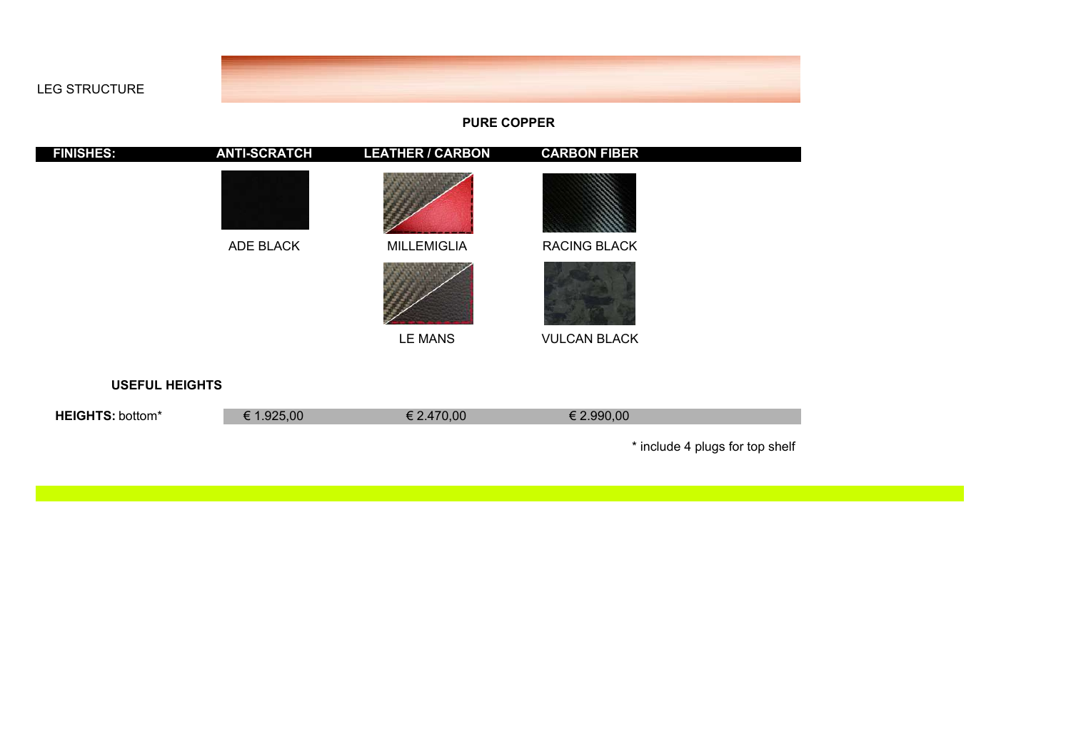LEG STRUCTURE

**PURE COPPER**

| **FINISHES:** | **ANTI-SCRATCH** | **LEATHER / CARBON** | **CARBON FIBER** |
|---|---|---|---|
| | ADE BLACK | MILLEMIGLIA | RACING BLACK |
| | | LE MANS | VULCAN BLACK |

**USEFUL HEIGHTS**

| | | | |
|---|---|---|---|
| **HEIGHTS:** bottom* | € 1.925,00 | € 2.470,00 | € 2.990,00 |

\* include 4 plugs for top shelf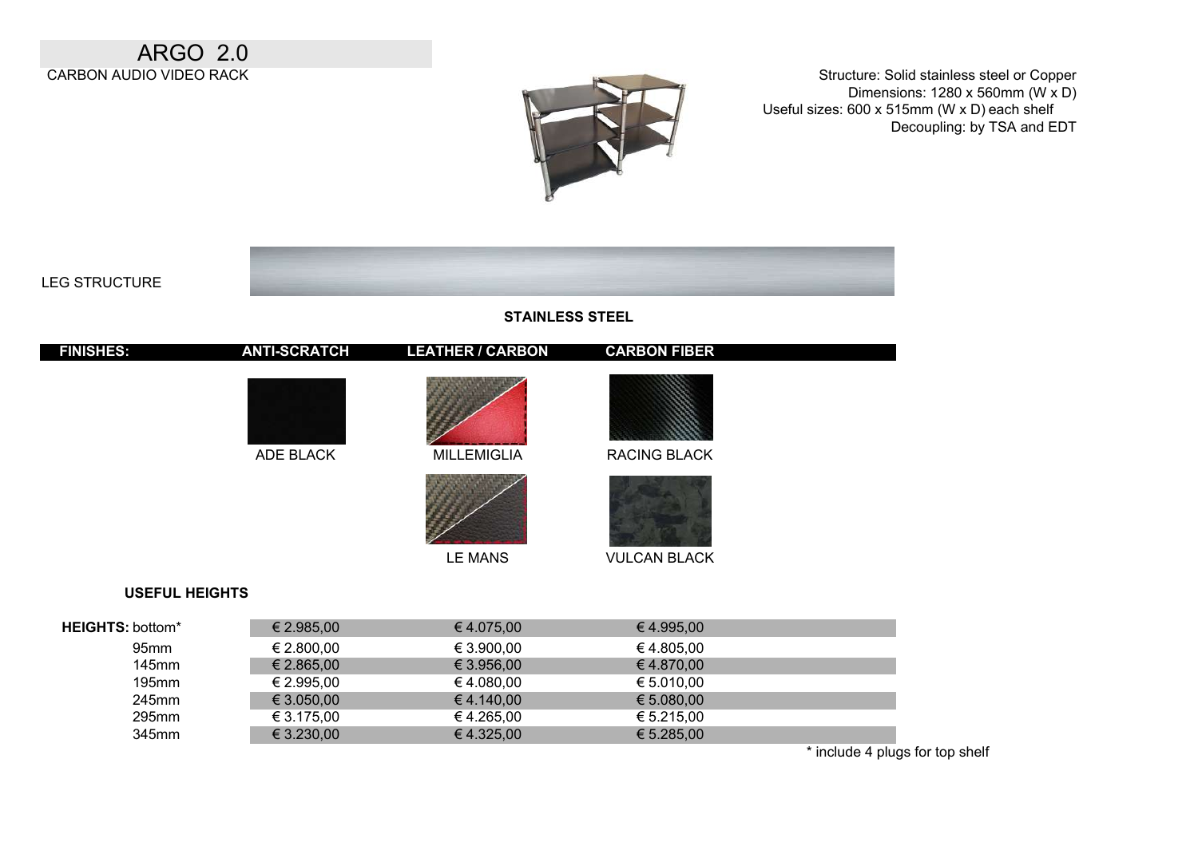# ARGO 2.0

CARBON AUDIO VIDEO RACK

Structure: Solid stainless steel or Copper
Dimensions: 1280 x 560mm (W x D)
Useful sizes: 600 x 515mm (W x D) each shelf
Decoupling: by TSA and EDT

LEG STRUCTURE

**STAINLESS STEEL**

| FINISHES: | ANTI-SCRATCH | LEATHER / CARBON | CARBON FIBER |
|---|---|---|---|
| | ADE BLACK | MILLEMIGLIA | RACING BLACK |
| | | LE MANS | VULCAN BLACK |

**USEFUL HEIGHTS**

| HEIGHTS: | ANTI-SCRATCH | LEATHER / CARBON | CARBON FIBER |
|---|---|---|---|
| bottom* | € 2.985,00 | € 4.075,00 | € 4.995,00 |
| 95mm | € 2.800,00 | € 3.900,00 | € 4.805,00 |
| 145mm | € 2.865,00 | € 3.956,00 | € 4.870,00 |
| 195mm | € 2.995,00 | € 4.080,00 | € 5.010,00 |
| 245mm | € 3.050,00 | € 4.140,00 | € 5.080,00 |
| 295mm | € 3.175,00 | € 4.265,00 | € 5.215,00 |
| 345mm | € 3.230,00 | € 4.325,00 | € 5.285,00 |

* include 4 plugs for top shelf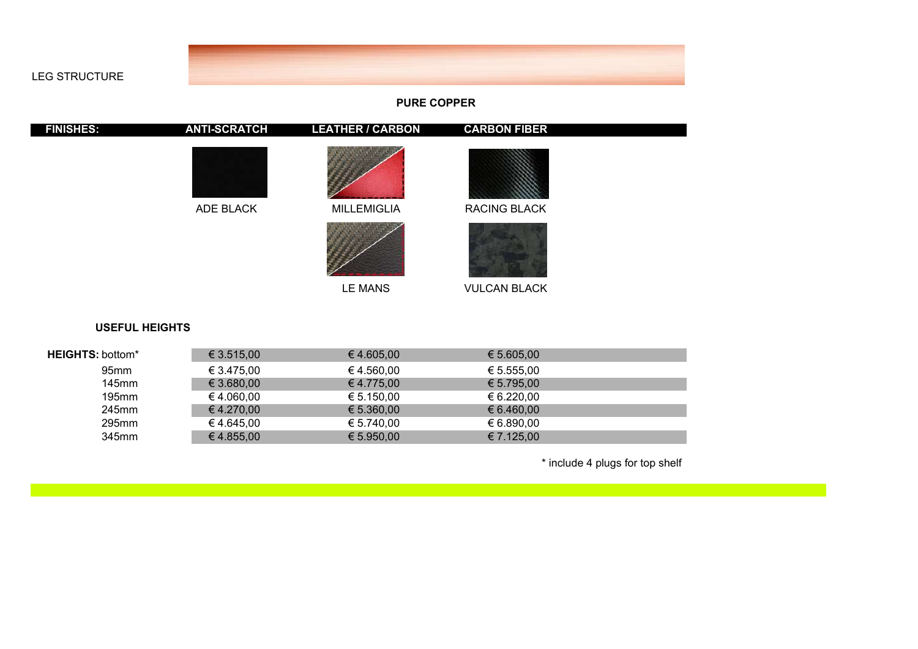LEG STRUCTURE

**PURE COPPER**

| **FINISHES:** | **ANTI-SCRATCH** | **LEATHER / CARBON** | **CARBON FIBER** |
|---|---|---|---|
| | ADE BLACK | MILLEMIGLIA | RACING BLACK |
| | | LE MANS | VULCAN BLACK |

**USEFUL HEIGHTS**

| **HEIGHTS:** | | | |
|---|---|---|---|
| bottom* | € 3.515,00 | € 4.605,00 | € 5.605,00 |
| 95mm | € 3.475,00 | € 4.560,00 | € 5.555,00 |
| 145mm | € 3.680,00 | € 4.775,00 | € 5.795,00 |
| 195mm | € 4.060,00 | € 5.150,00 | € 6.220,00 |
| 245mm | € 4.270,00 | € 5.360,00 | € 6.460,00 |
| 295mm | € 4.645,00 | € 5.740,00 | € 6.890,00 |
| 345mm | € 4.855,00 | € 5.950,00 | € 7.125,00 |

* include 4 plugs for top shelf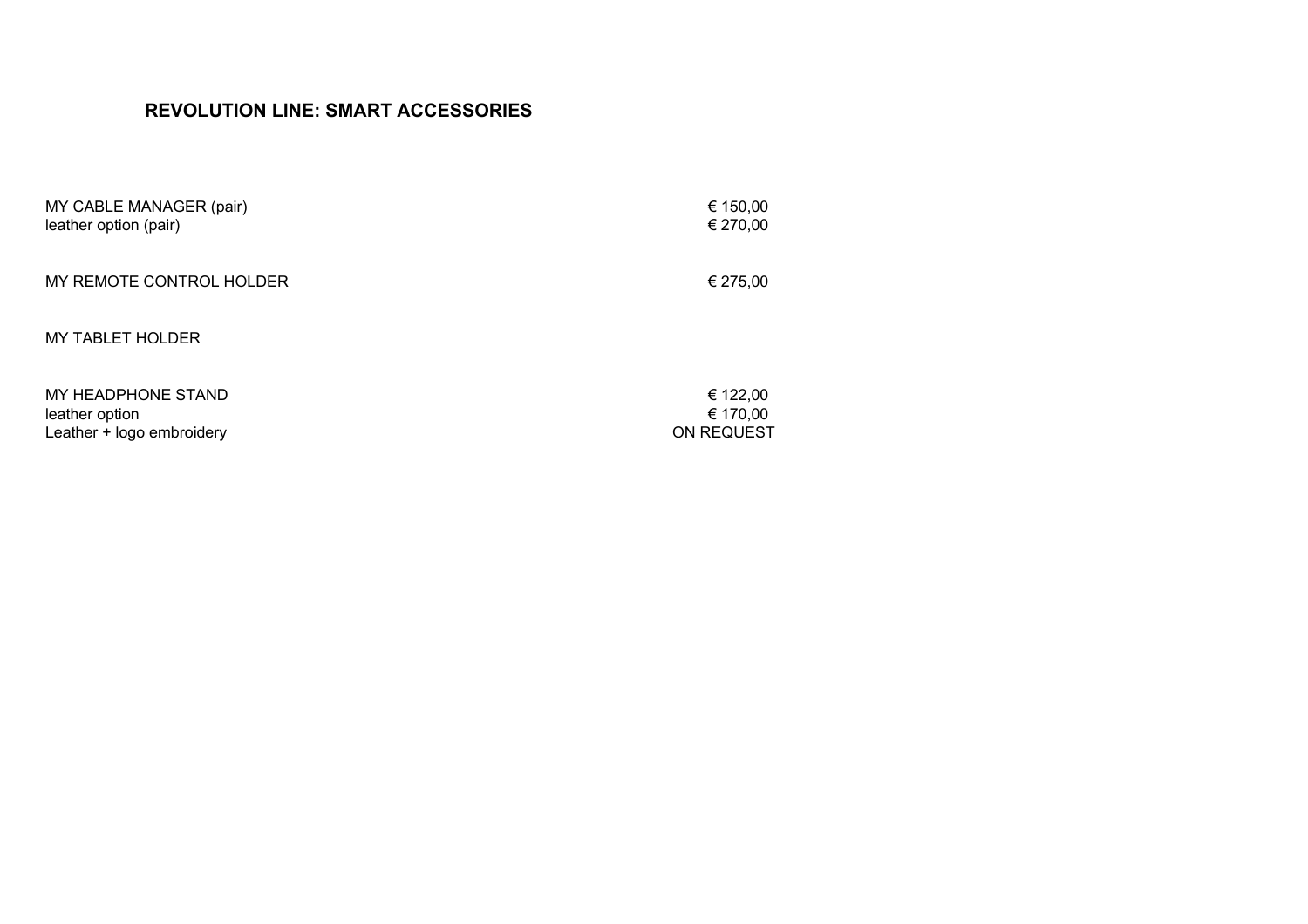## REVOLUTION LINE: SMART ACCESSORIES

| | |
|---|---|
| MY CABLE MANAGER (pair) | € 150,00 |
| leather option (pair) | € 270,00 |
| | |
| MY REMOTE CONTROL HOLDER | € 275,00 |
| | |
| MY TABLET HOLDER | |
| | |
| MY HEADPHONE STAND | € 122,00 |
| leather option | € 170,00 |
| Leather + logo embroidery | ON REQUEST |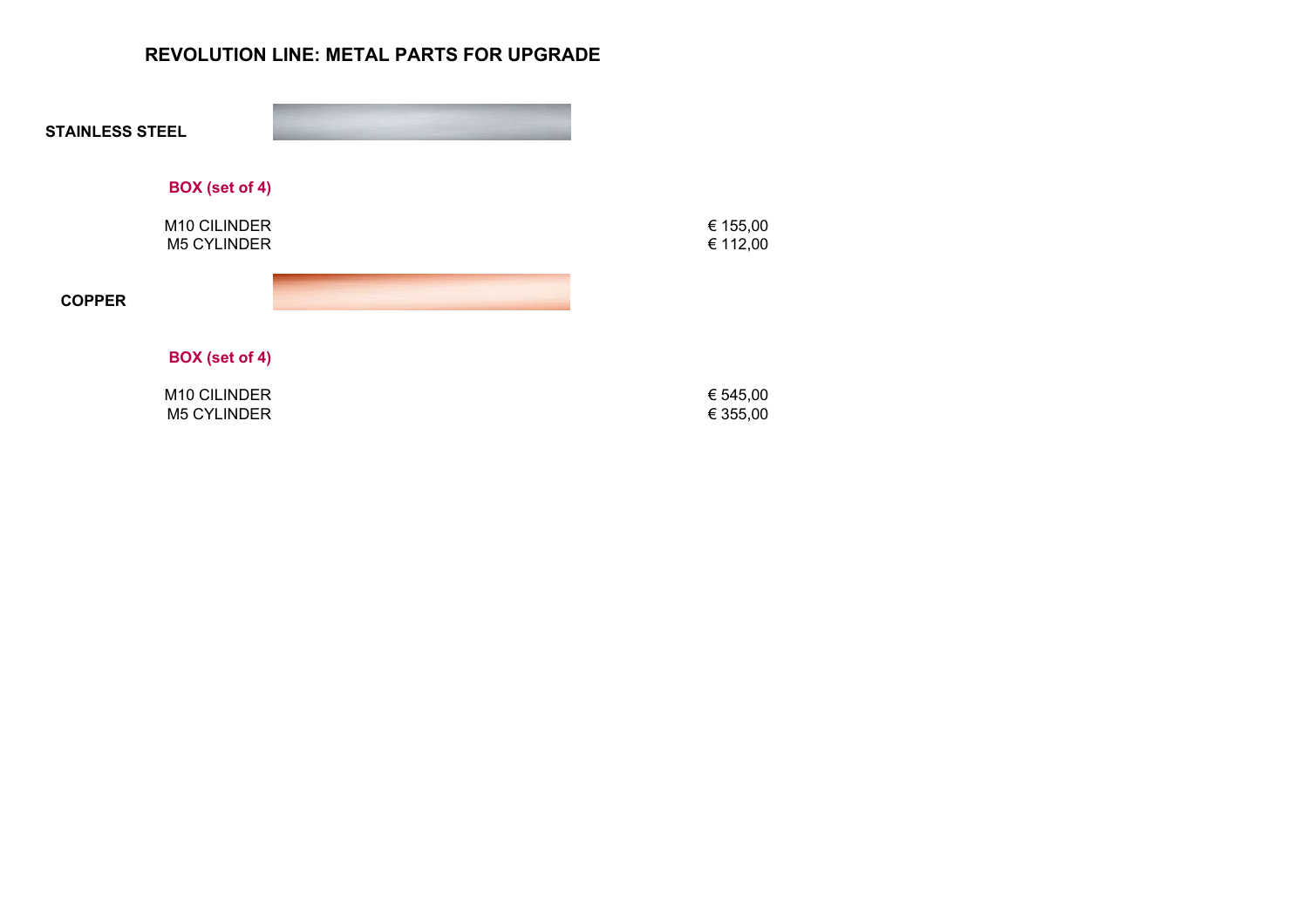# REVOLUTION LINE: METAL PARTS FOR UPGRADE

## STAINLESS STEEL

**BOX (set of 4)**

| | |
|---|---|
| M10 CILINDER | € 155,00 |
| M5 CYLINDER | € 112,00 |

## COPPER

**BOX (set of 4)**

| | |
|---|---|
| M10 CILINDER | € 545,00 |
| M5 CYLINDER | € 355,00 |